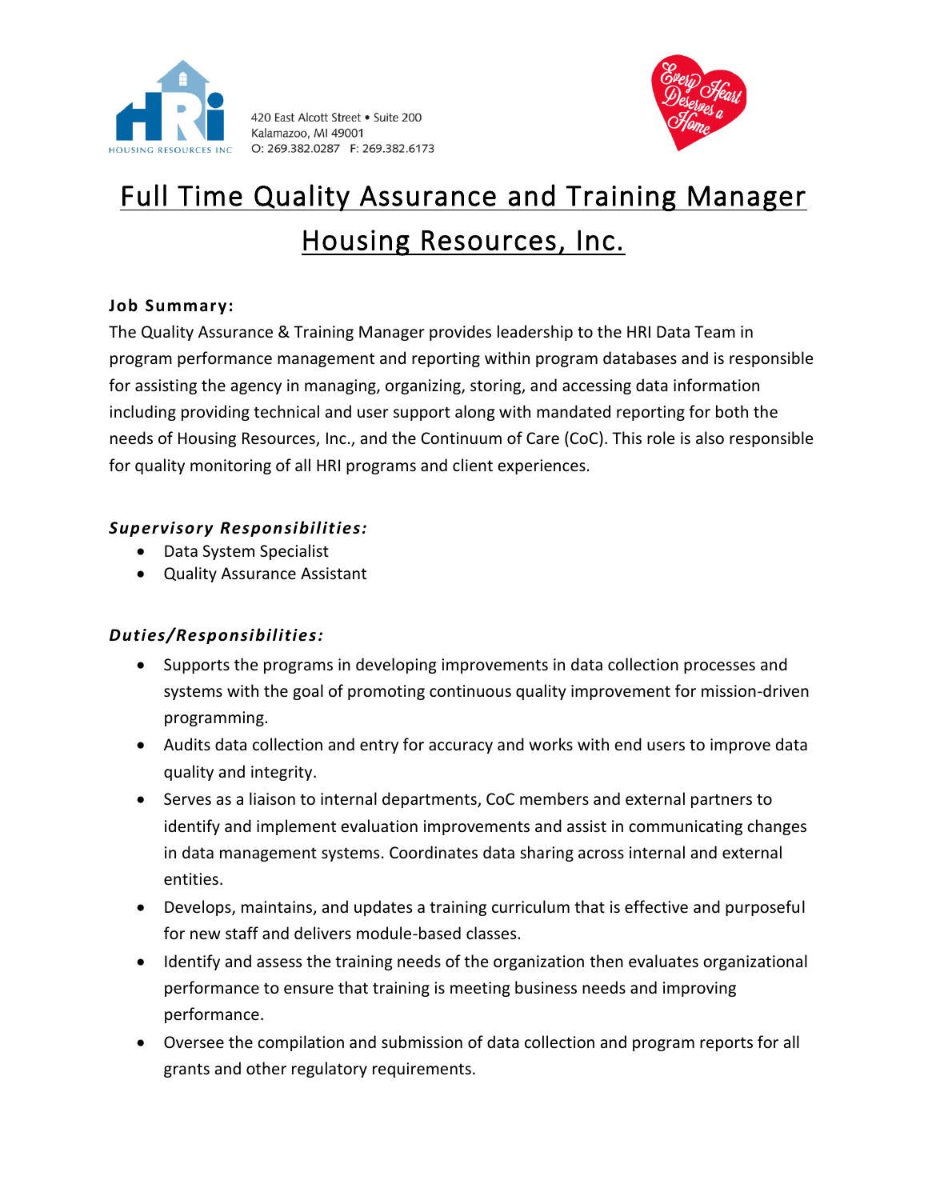420 East Alcott Street • Suite 200
Kalamazoo, MI 49001
O: 269.382.0287 F: 269.382.6173

# Full Time Quality Assurance and Training Manager
# Housing Resources, Inc.

**Job Summary:**

The Quality Assurance & Training Manager provides leadership to the HRI Data Team in program performance management and reporting within program databases and is responsible for assisting the agency in managing, organizing, storing, and accessing data information including providing technical and user support along with mandated reporting for both the needs of Housing Resources, Inc., and the Continuum of Care (CoC). This role is also responsible for quality monitoring of all HRI programs and client experiences.

***Supervisory Responsibilities:***

- Data System Specialist
- Quality Assurance Assistant

***Duties/Responsibilities:***

- Supports the programs in developing improvements in data collection processes and systems with the goal of promoting continuous quality improvement for mission-driven programming.
- Audits data collection and entry for accuracy and works with end users to improve data quality and integrity.
- Serves as a liaison to internal departments, CoC members and external partners to identify and implement evaluation improvements and assist in communicating changes in data management systems. Coordinates data sharing across internal and external entities.
- Develops, maintains, and updates a training curriculum that is effective and purposeful for new staff and delivers module-based classes.
- Identify and assess the training needs of the organization then evaluates organizational performance to ensure that training is meeting business needs and improving performance.
- Oversee the compilation and submission of data collection and program reports for all grants and other regulatory requirements.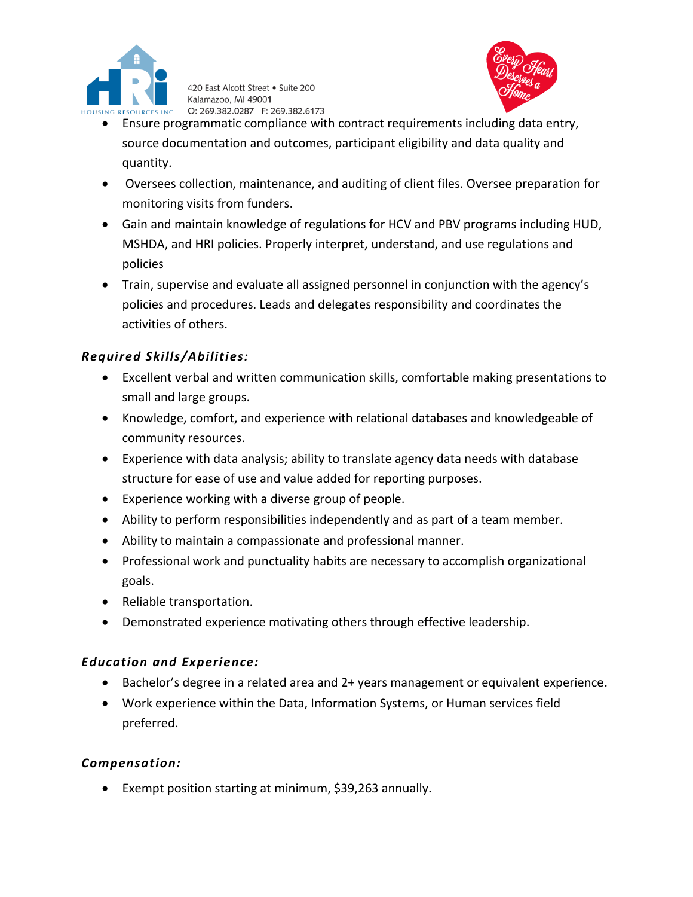- Ensure programmatic compliance with contract requirements including data entry, source documentation and outcomes, participant eligibility and data quality and quantity.
- Oversees collection, maintenance, and auditing of client files. Oversee preparation for monitoring visits from funders.
- Gain and maintain knowledge of regulations for HCV and PBV programs including HUD, MSHDA, and HRI policies. Properly interpret, understand, and use regulations and policies
- Train, supervise and evaluate all assigned personnel in conjunction with the agency's policies and procedures. Leads and delegates responsibility and coordinates the activities of others.

### *Required Skills/Abilities:*

- Excellent verbal and written communication skills, comfortable making presentations to small and large groups.
- Knowledge, comfort, and experience with relational databases and knowledgeable of community resources.
- Experience with data analysis; ability to translate agency data needs with database structure for ease of use and value added for reporting purposes.
- Experience working with a diverse group of people.
- Ability to perform responsibilities independently and as part of a team member.
- Ability to maintain a compassionate and professional manner.
- Professional work and punctuality habits are necessary to accomplish organizational goals.
- Reliable transportation.
- Demonstrated experience motivating others through effective leadership.

### *Education and Experience:*

- Bachelor's degree in a related area and 2+ years management or equivalent experience.
- Work experience within the Data, Information Systems, or Human services field preferred.

### *Compensation:*

- Exempt position starting at minimum, $39,263 annually.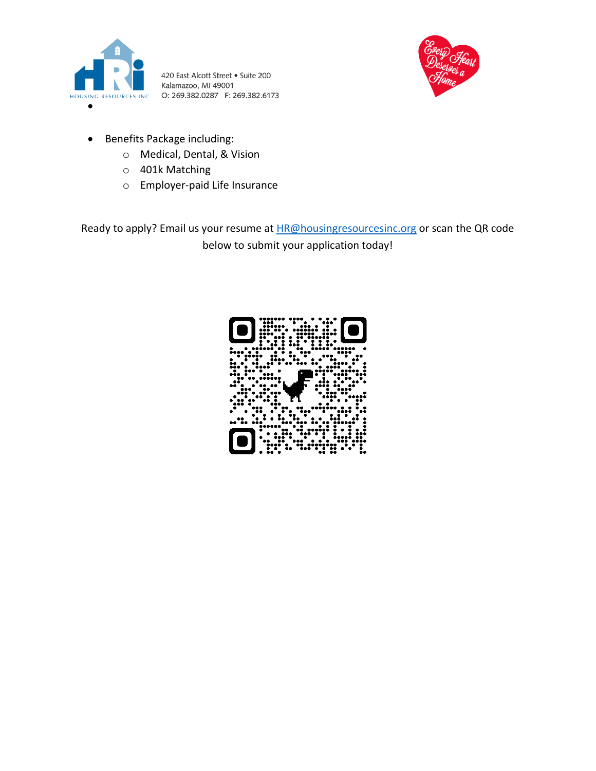- Benefits Package including:
    - Medical, Dental, & Vision
    - 401k Matching
    - Employer-paid Life Insurance

Ready to apply? Email us your resume at HR@housingresourcesinc.org or scan the QR code below to submit your application today!